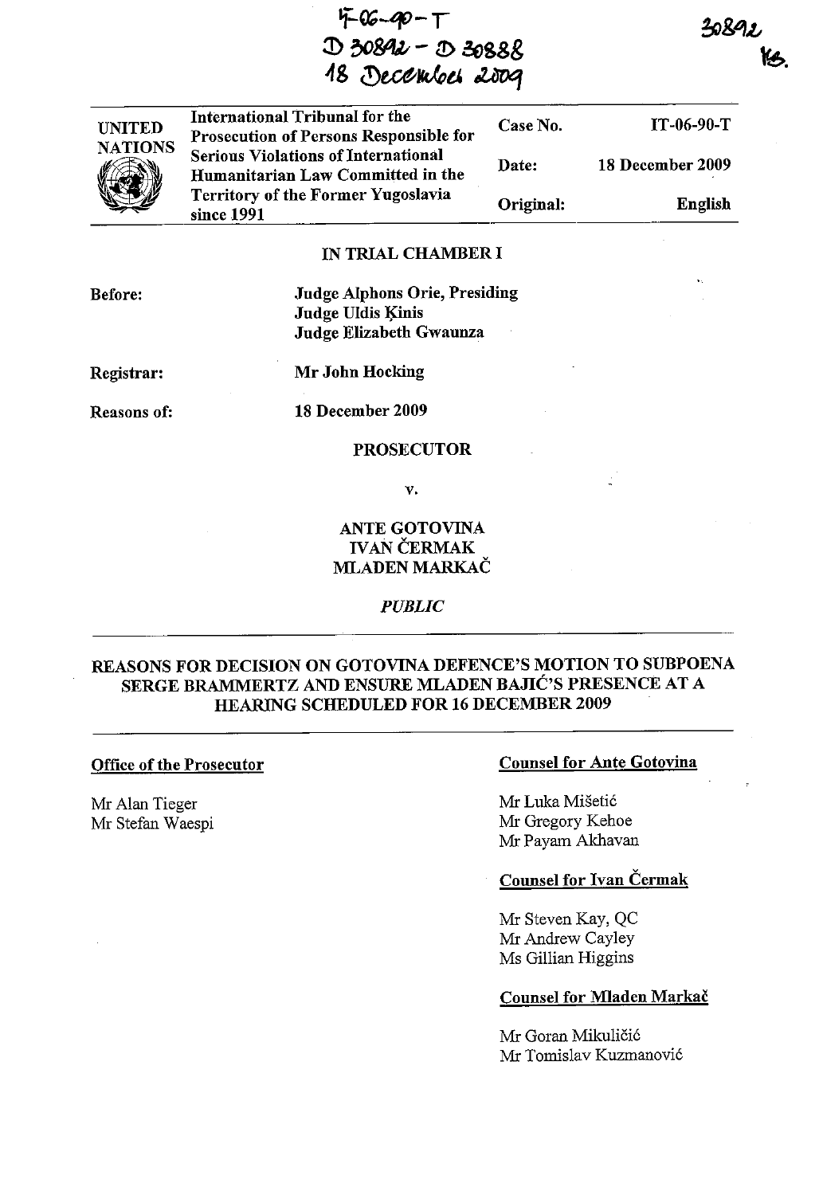IT-06-90-T
D 30892 - D 30888
18 December 2009

30892
KB.

| UNITED NATIONS | International Tribunal for the Prosecution of Persons Responsible for Serious Violations of International Humanitarian Law Committed in the Territory of the Former Yugoslavia since 1991 | Case No. | IT-06-90-T |
|---|---|---|---|
| | | Date: | 18 December 2009 |
| | | Original: | English |

**IN TRIAL CHAMBER I**

**Before:** Judge Alphons Orie, Presiding
Judge Uldis Ķinis
Judge Elizabeth Gwaunza

**Registrar:** Mr John Hocking

**Reasons of:** 18 December 2009

**PROSECUTOR**

**v.**

**ANTE GOTOVINA**
**IVAN ČERMAK**
**MLADEN MARKAČ**

*PUBLIC*

## REASONS FOR DECISION ON GOTOVINA DEFENCE'S MOTION TO SUBPOENA SERGE BRAMMERTZ AND ENSURE MLADEN BAJIĆ'S PRESENCE AT A HEARING SCHEDULED FOR 16 DECEMBER 2009

**Office of the Prosecutor**

Mr Alan Tieger
Mr Stefan Waespi

**Counsel for Ante Gotovina**

Mr Luka Mišetić
Mr Gregory Kehoe
Mr Payam Akhavan

**Counsel for Ivan Čermak**

Mr Steven Kay, QC
Mr Andrew Cayley
Ms Gillian Higgins

**Counsel for Mladen Markač**

Mr Goran Mikuličić
Mr Tomislav Kuzmanović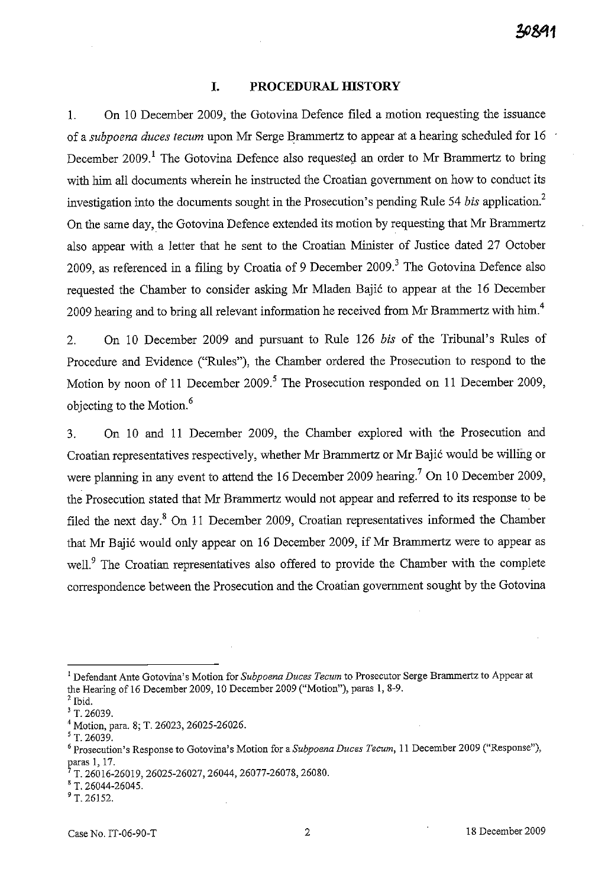## I. PROCEDURAL HISTORY

1. On 10 December 2009, the Gotovina Defence filed a motion requesting the issuance of a *subpoena duces tecum* upon Mr Serge Brammertz to appear at a hearing scheduled for 16 December 2009.[1] The Gotovina Defence also requested an order to Mr Brammertz to bring with him all documents wherein he instructed the Croatian government on how to conduct its investigation into the documents sought in the Prosecution's pending Rule 54 *bis* application.[2] On the same day, the Gotovina Defence extended its motion by requesting that Mr Brammertz also appear with a letter that he sent to the Croatian Minister of Justice dated 27 October 2009, as referenced in a filing by Croatia of 9 December 2009.[3] The Gotovina Defence also requested the Chamber to consider asking Mr Mladen Bajić to appear at the 16 December 2009 hearing and to bring all relevant information he received from Mr Brammertz with him.[4]

2. On 10 December 2009 and pursuant to Rule 126 *bis* of the Tribunal's Rules of Procedure and Evidence ("Rules"), the Chamber ordered the Prosecution to respond to the Motion by noon of 11 December 2009.[5] The Prosecution responded on 11 December 2009, objecting to the Motion.[6]

3. On 10 and 11 December 2009, the Chamber explored with the Prosecution and Croatian representatives respectively, whether Mr Brammertz or Mr Bajić would be willing or were planning in any event to attend the 16 December 2009 hearing.[7] On 10 December 2009, the Prosecution stated that Mr Brammertz would not appear and referred to its response to be filed the next day.[8] On 11 December 2009, Croatian representatives informed the Chamber that Mr Bajić would only appear on 16 December 2009, if Mr Brammertz were to appear as well.[9] The Croatian representatives also offered to provide the Chamber with the complete correspondence between the Prosecution and the Croatian government sought by the Gotovina

---

[1] Defendant Ante Gotovina's Motion for *Subpoena Duces Tecum* to Prosecutor Serge Brammertz to Appear at the Hearing of 16 December 2009, 10 December 2009 ("Motion"), paras 1, 8-9.

[2] Ibid.

[3] T. 26039.

[4] Motion, para. 8; T. 26023, 26025-26026.

[5] T. 26039.

[6] Prosecution's Response to Gotovina's Motion for a *Subpoena Duces Tecum*, 11 December 2009 ("Response"), paras 1, 17.

[7] T. 26016-26019, 26025-26027, 26044, 26077-26078, 26080.

[8] T. 26044-26045.

[9] T. 26152.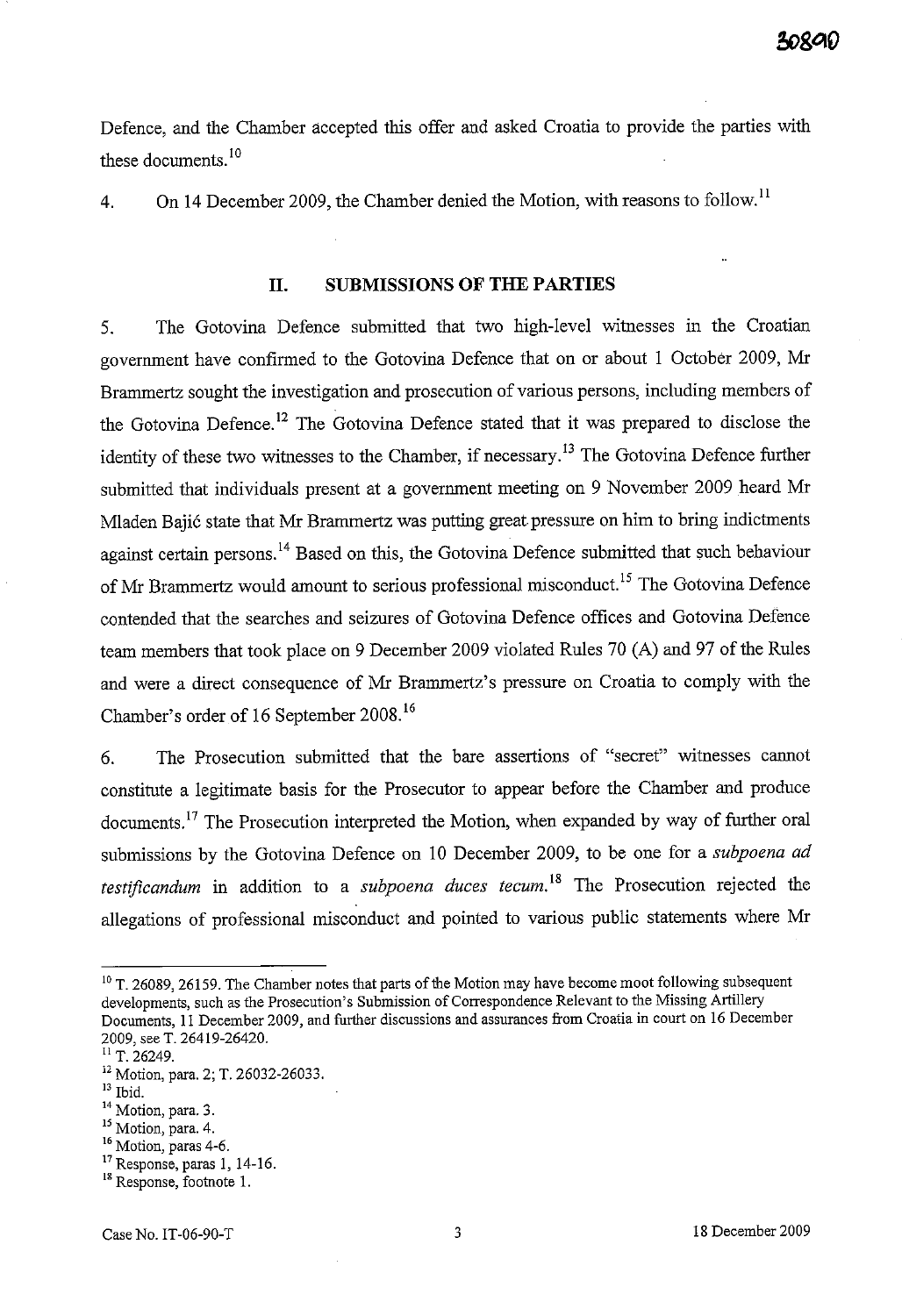Defence, and the Chamber accepted this offer and asked Croatia to provide the parties with these documents.[10]

4. On 14 December 2009, the Chamber denied the Motion, with reasons to follow.[11]

## II. SUBMISSIONS OF THE PARTIES

5. The Gotovina Defence submitted that two high-level witnesses in the Croatian government have confirmed to the Gotovina Defence that on or about 1 October 2009, Mr Brammertz sought the investigation and prosecution of various persons, including members of the Gotovina Defence.[12] The Gotovina Defence stated that it was prepared to disclose the identity of these two witnesses to the Chamber, if necessary.[13] The Gotovina Defence further submitted that individuals present at a government meeting on 9 November 2009 heard Mr Mladen Bajić state that Mr Brammertz was putting great pressure on him to bring indictments against certain persons.[14] Based on this, the Gotovina Defence submitted that such behaviour of Mr Brammertz would amount to serious professional misconduct.[15] The Gotovina Defence contended that the searches and seizures of Gotovina Defence offices and Gotovina Defence team members that took place on 9 December 2009 violated Rules 70 (A) and 97 of the Rules and were a direct consequence of Mr Brammertz's pressure on Croatia to comply with the Chamber's order of 16 September 2008.[16]

6. The Prosecution submitted that the bare assertions of "secret" witnesses cannot constitute a legitimate basis for the Prosecutor to appear before the Chamber and produce documents.[17] The Prosecution interpreted the Motion, when expanded by way of further oral submissions by the Gotovina Defence on 10 December 2009, to be one for a *subpoena ad testificandum* in addition to a *subpoena duces tecum*.[18] The Prosecution rejected the allegations of professional misconduct and pointed to various public statements where Mr

---

[10] T. 26089, 26159. The Chamber notes that parts of the Motion may have become moot following subsequent developments, such as the Prosecution's Submission of Correspondence Relevant to the Missing Artillery Documents, 11 December 2009, and further discussions and assurances from Croatia in court on 16 December 2009, see T. 26419-26420.

[11] T. 26249.

[12] Motion, para. 2; T. 26032-26033.

[13] Ibid.

[14] Motion, para. 3.

[15] Motion, para. 4.

[16] Motion, paras 4-6.

[17] Response, paras 1, 14-16.

[18] Response, footnote 1.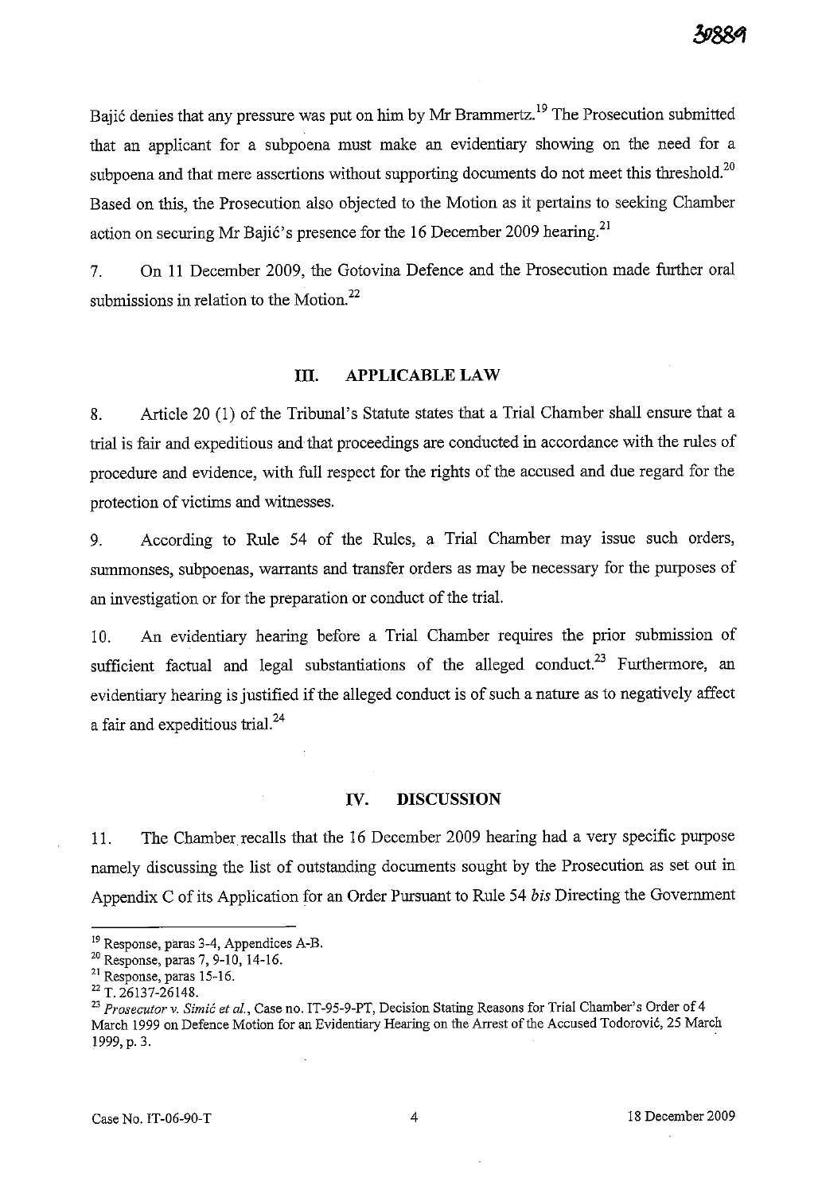Bajić denies that any pressure was put on him by Mr Brammertz.[19] The Prosecution submitted that an applicant for a subpoena must make an evidentiary showing on the need for a subpoena and that mere assertions without supporting documents do not meet this threshold.[20] Based on this, the Prosecution also objected to the Motion as it pertains to seeking Chamber action on securing Mr Bajić's presence for the 16 December 2009 hearing.[21]

7. On 11 December 2009, the Gotovina Defence and the Prosecution made further oral submissions in relation to the Motion.[22]

## III. APPLICABLE LAW

8. Article 20 (1) of the Tribunal's Statute states that a Trial Chamber shall ensure that a trial is fair and expeditious and that proceedings are conducted in accordance with the rules of procedure and evidence, with full respect for the rights of the accused and due regard for the protection of victims and witnesses.

9. According to Rule 54 of the Rules, a Trial Chamber may issue such orders, summonses, subpoenas, warrants and transfer orders as may be necessary for the purposes of an investigation or for the preparation or conduct of the trial.

10. An evidentiary hearing before a Trial Chamber requires the prior submission of sufficient factual and legal substantiations of the alleged conduct.[23] Furthermore, an evidentiary hearing is justified if the alleged conduct is of such a nature as to negatively affect a fair and expeditious trial.[24]

## IV. DISCUSSION

11. The Chamber recalls that the 16 December 2009 hearing had a very specific purpose namely discussing the list of outstanding documents sought by the Prosecution as set out in Appendix C of its Application for an Order Pursuant to Rule 54 *bis* Directing the Government

---

[19] Response, paras 3-4, Appendices A-B.

[20] Response, paras 7, 9-10, 14-16.

[21] Response, paras 15-16.

[22] T. 26137-26148.

[23] *Prosecutor v. Simić et al.*, Case no. IT-95-9-PT, Decision Stating Reasons for Trial Chamber's Order of 4 March 1999 on Defence Motion for an Evidentiary Hearing on the Arrest of the Accused Todorović, 25 March 1999, p. 3.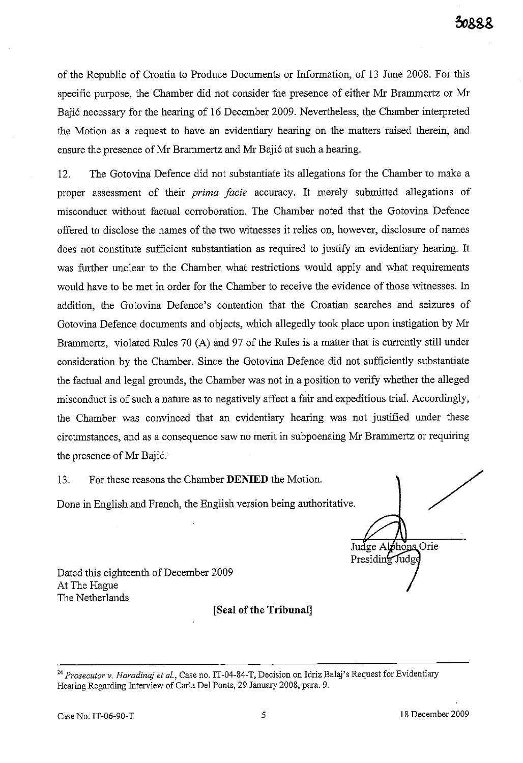of the Republic of Croatia to Produce Documents or Information, of 13 June 2008. For this specific purpose, the Chamber did not consider the presence of either Mr Brammertz or Mr Bajić necessary for the hearing of 16 December 2009. Nevertheless, the Chamber interpreted the Motion as a request to have an evidentiary hearing on the matters raised therein, and ensure the presence of Mr Brammertz and Mr Bajić at such a hearing.

12. The Gotovina Defence did not substantiate its allegations for the Chamber to make a proper assessment of their *prima facie* accuracy. It merely submitted allegations of misconduct without factual corroboration. The Chamber noted that the Gotovina Defence offered to disclose the names of the two witnesses it relies on, however, disclosure of names does not constitute sufficient substantiation as required to justify an evidentiary hearing. It was further unclear to the Chamber what restrictions would apply and what requirements would have to be met in order for the Chamber to receive the evidence of those witnesses. In addition, the Gotovina Defence's contention that the Croatian searches and seizures of Gotovina Defence documents and objects, which allegedly took place upon instigation by Mr Brammertz, violated Rules 70 (A) and 97 of the Rules is a matter that is currently still under consideration by the Chamber. Since the Gotovina Defence did not sufficiently substantiate the factual and legal grounds, the Chamber was not in a position to verify whether the alleged misconduct is of such a nature as to negatively affect a fair and expeditious trial. Accordingly, the Chamber was convinced that an evidentiary hearing was not justified under these circumstances, and as a consequence saw no merit in subpoenaing Mr Brammertz or requiring the presence of Mr Bajić.

13. For these reasons the Chamber **DENIED** the Motion.

Done in English and French, the English version being authoritative.

Judge Alphons Orie
Presiding Judge

Dated this eighteenth of December 2009
At The Hague
The Netherlands

**[Seal of the Tribunal]**

---

[24] *Prosecutor v. Haradinaj et al.*, Case no. IT-04-84-T, Decision on Idriz Balaj's Request for Evidentiary Hearing Regarding Interview of Carla Del Ponte, 29 January 2008, para. 9.